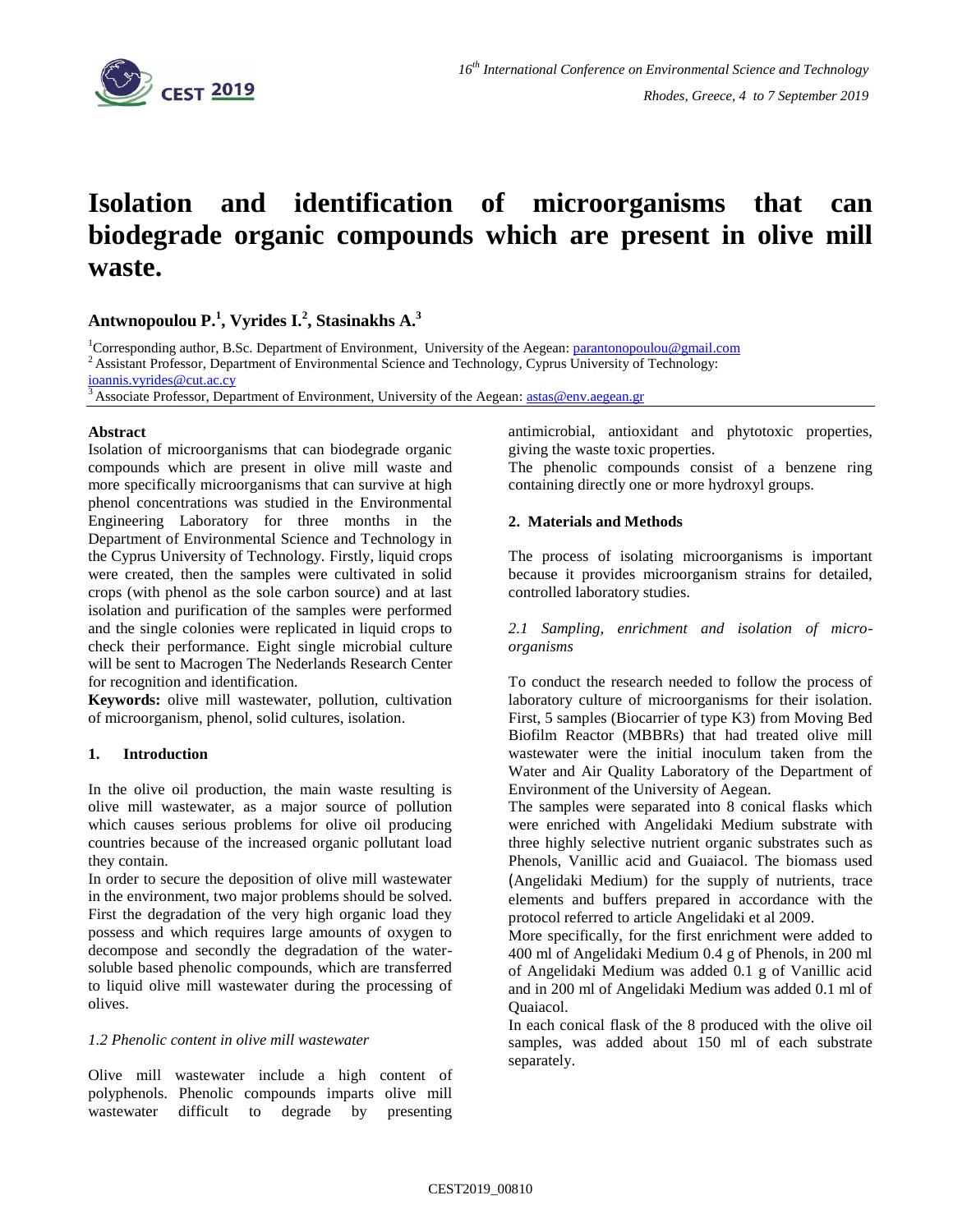# Isolation and identification of microorganisms that can biodegrade organic compounds which are present in olive mill waste.

**Antwnopoulou P.[1], Vyrides I.[2], Stasinakhs A.[3]**

[1]Corresponding author, B.Sc. Department of Environment, University of the Aegean: parantonopoulou@gmail.com
[2] Assistant Professor, Department of Environmental Science and Technology, Cyprus University of Technology: ioannis.vyrides@cut.ac.cy
[3] Associate Professor, Department of Environment, University of the Aegean: astas@env.aegean.gr

**Abstract**

Isolation of microorganisms that can biodegrade organic compounds which are present in olive mill waste and more specifically microorganisms that can survive at high phenol concentrations was studied in the Environmental Engineering Laboratory for three months in the Department of Environmental Science and Technology in the Cyprus University of Technology. Firstly, liquid crops were created, then the samples were cultivated in solid crops (with phenol as the sole carbon source) and at last isolation and purification of the samples were performed and the single colonies were replicated in liquid crops to check their performance. Eight single microbial culture will be sent to Macrogen The Nederlands Research Center for recognition and identification.

**Keywords:** olive mill wastewater, pollution, cultivation of microorganism, phenol, solid cultures, isolation.

## 1. Introduction

In the olive oil production, the main waste resulting is olive mill wastewater, as a major source of pollution which causes serious problems for olive oil producing countries because of the increased organic pollutant load they contain.

In order to secure the deposition of olive mill wastewater in the environment, two major problems should be solved. First the degradation of the very high organic load they possess and which requires large amounts of oxygen to decompose and secondly the degradation of the water-soluble based phenolic compounds, which are transferred to liquid olive mill wastewater during the processing of olives.

### *1.2 Phenolic content in olive mill wastewater*

Olive mill wastewater include a high content of polyphenols. Phenolic compounds imparts olive mill wastewater difficult to degrade by presenting antimicrobial, antioxidant and phytotoxic properties, giving the waste toxic properties.

The phenolic compounds consist of a benzene ring containing directly one or more hydroxyl groups.

## 2. Materials and Methods

The process of isolating microorganisms is important because it provides microorganism strains for detailed, controlled laboratory studies.

### *2.1 Sampling, enrichment and isolation of micro-organisms*

To conduct the research needed to follow the process of laboratory culture of microorganisms for their isolation. First, 5 samples (Biocarrier of type K3) from Moving Bed Biofilm Reactor (MBBRs) that had treated olive mill wastewater were the initial inoculum taken from the Water and Air Quality Laboratory of the Department of Environment of the University of Aegean.

The samples were separated into 8 conical flasks which were enriched with Angelidaki Medium substrate with three highly selective nutrient organic substrates such as Phenols, Vanillic acid and Guaiacol. The biomass used (Angelidaki Medium) for the supply of nutrients, trace elements and buffers prepared in accordance with the protocol referred to article Angelidaki et al 2009.

More specifically, for the first enrichment were added to 400 ml of Angelidaki Medium 0.4 g of Phenols, in 200 ml of Angelidaki Medium was added 0.1 g of Vanillic acid and in 200 ml of Angelidaki Medium was added 0.1 ml of Quaiacol.

In each conical flask of the 8 produced with the olive oil samples, was added about 150 ml of each substrate separately.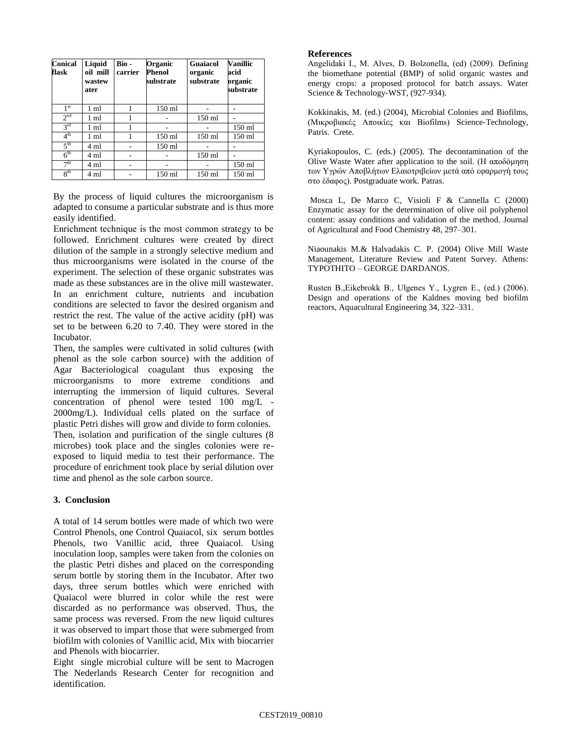| Conical flask | Liquid oil mill wastewater | Bio - carrier | Organic Phenol substrate | Guaiacol organic substrate | Vanillic acid organic substrate |
|---|---|---|---|---|---|
| 1st | 1 ml | 1 | 150 ml | - | - |
| 2nd | 1 ml | 1 | - | 150 ml | - |
| 3rd | 1 ml | 1 | - | - | 150 ml |
| 4th | 1 ml | 1 | 150 ml | 150 ml | 150 ml |
| 5th | 4 ml | - | 150 ml | - | - |
| 6th | 4 ml | - | - | 150 ml | - |
| 7th | 4 ml | - | - | - | 150 ml |
| 8th | 4 ml | - | 150 ml | 150 ml | 150 ml |

By the process of liquid cultures the microorganism is adapted to consume a particular substrate and is thus more easily identified.

Enrichment technique is the most common strategy to be followed. Enrichment cultures were created by direct dilution of the sample in a strongly selective medium and thus microorganisms were isolated in the course of the experiment. The selection of these organic substrates was made as these substances are in the olive mill wastewater. In an enrichment culture, nutrients and incubation conditions are selected to favor the desired organism and restrict the rest. The value of the active acidity (pH) was set to be between 6.20 to 7.40. They were stored in the Incubator.

Then, the samples were cultivated in solid cultures (with phenol as the sole carbon source) with the addition of Agar Bacteriological coagulant thus exposing the microorganisms to more extreme conditions and interrupting the immersion of liquid cultures. Several concentration of phenol were tested 100 mg/L - 2000mg/L). Individual cells plated on the surface of plastic Petri dishes will grow and divide to form colonies.

Then, isolation and purification of the single cultures (8 microbes) took place and the singles colonies were re-exposed to liquid media to test their performance. The procedure of enrichment took place by serial dilution over time and phenol as the sole carbon source.

## 3. Conclusion

A total of 14 serum bottles were made of which two were Control Phenols, one Control Quaiacol, six serum bottles Phenols, two Vanillic acid, three Quaiacol. Using inoculation loop, samples were taken from the colonies on the plastic Petri dishes and placed on the corresponding serum bottle by storing them in the Incubator. After two days, three serum bottles which were enriched with Quaiacol were blurred in color while the rest were discarded as no performance was observed. Thus, the same process was reversed. From the new liquid cultures it was observed to impart those that were submerged from biofilm with colonies of Vanillic acid, Mix with biocarrier and Phenols with biocarrier.

Eight single microbial culture will be sent to Macrogen The Nederlands Research Center for recognition and identification.

## References

Angelidaki I., M. Alves, D. Bolzonella, (ed) (2009). Defining the biomethane potential (BMP) of solid organic wastes and energy crops: a proposed protocol for batch assays. Water Science & Technology-WST, (927-934).

Kokkinakis, M. (ed.) (2004), Microbial Colonies and Biofilms, (Μικροβιακές Αποικίες και Biofilms) Science-Technology, Patris. Crete.

Kyriakopoulos, C. (eds.) (2005). The decontamination of the Olive Waste Water after application to the soil. (Η αποδόμηση των Υγρών Αποβλήτων Ελαιοτριβείων μετά από εφαρμογή τους στο έδαφος). Postgraduate work. Patras.

Mosca L, De Marco C, Visioli F & Cannella C (2000) Enzymatic assay for the determination of olive oil polyphenol content: assay conditions and validation of the method. Journal of Agricultural and Food Chemistry 48, 297–301.

Niaounakis M.& Halvadakis C. P. (2004) Olive Mill Waste Management, Literature Review and Patent Survey. Athens: TYPOTHITO – GEORGE DARDANOS.

Rusten B.,Eikebrokk B., Ulgenes Y., Lygren E., (ed.) (2006). Design and operations of the Kaldnes moving bed biofilm reactors, Aquacultural Engineering 34, 322–331.